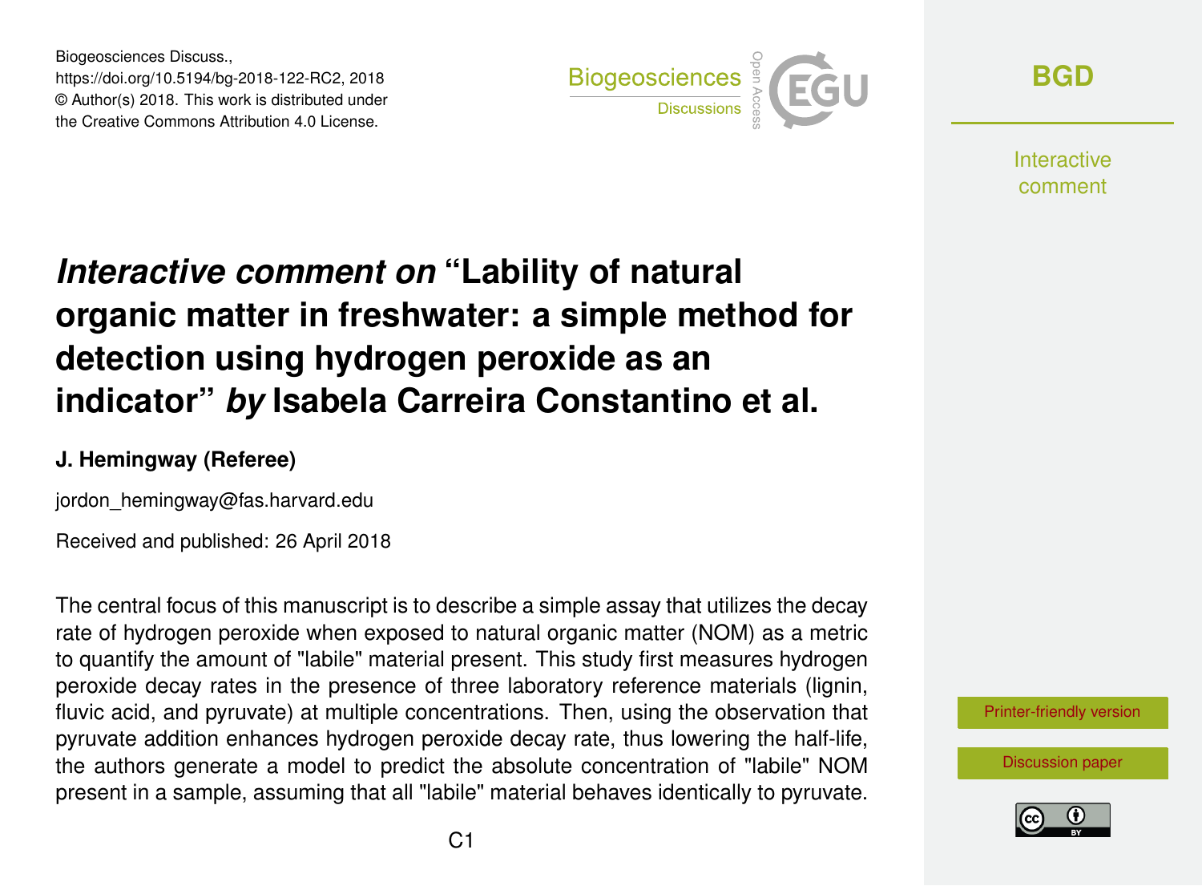Biogeosciences Discuss.,
https://doi.org/10.5194/bg-2018-122-RC2, 2018
© Author(s) 2018. This work is distributed under
the Creative Commons Attribution 4.0 License.

# *Interactive comment on* "Lability of natural organic matter in freshwater: a simple method for detection using hydrogen peroxide as an indicator" *by* Isabela Carreira Constantino et al.

**J. Hemingway (Referee)**

jordon_hemingway@fas.harvard.edu

Received and published: 26 April 2018

The central focus of this manuscript is to describe a simple assay that utilizes the decay rate of hydrogen peroxide when exposed to natural organic matter (NOM) as a metric to quantify the amount of "labile" material present. This study first measures hydrogen peroxide decay rates in the presence of three laboratory reference materials (lignin, fluvic acid, and pyruvate) at multiple concentrations. Then, using the observation that pyruvate addition enhances hydrogen peroxide decay rate, thus lowering the half-life, the authors generate a model to predict the absolute concentration of "labile" NOM present in a sample, assuming that all "labile" material behaves identically to pyruvate.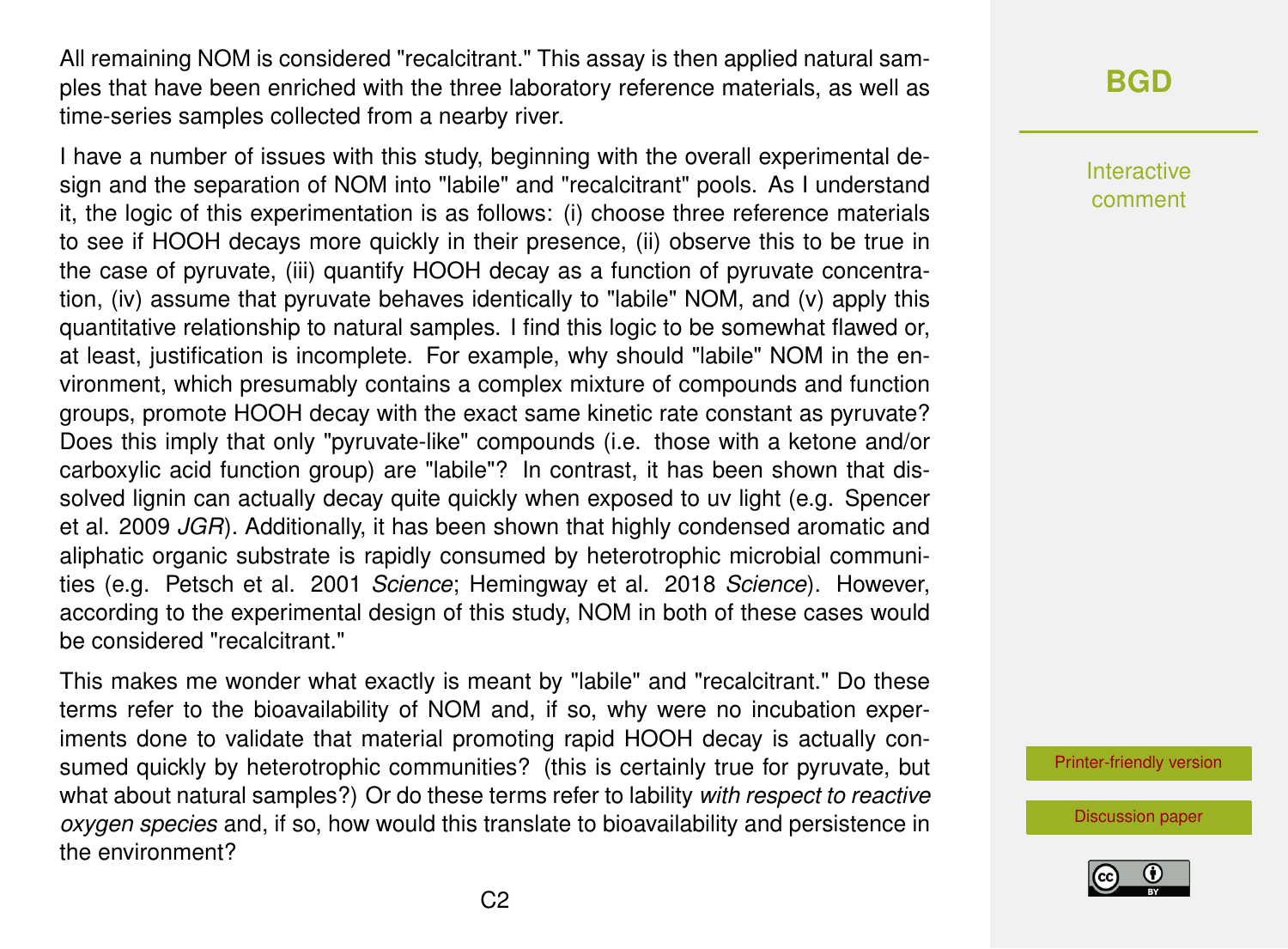All remaining NOM is considered "recalcitrant." This assay is then applied natural samples that have been enriched with the three laboratory reference materials, as well as time-series samples collected from a nearby river.

I have a number of issues with this study, beginning with the overall experimental design and the separation of NOM into "labile" and "recalcitrant" pools. As I understand it, the logic of this experimentation is as follows: (i) choose three reference materials to see if HOOH decays more quickly in their presence, (ii) observe this to be true in the case of pyruvate, (iii) quantify HOOH decay as a function of pyruvate concentration, (iv) assume that pyruvate behaves identically to "labile" NOM, and (v) apply this quantitative relationship to natural samples. I find this logic to be somewhat flawed or, at least, justification is incomplete. For example, why should "labile" NOM in the environment, which presumably contains a complex mixture of compounds and function groups, promote HOOH decay with the exact same kinetic rate constant as pyruvate? Does this imply that only "pyruvate-like" compounds (i.e. those with a ketone and/or carboxylic acid function group) are "labile"? In contrast, it has been shown that dissolved lignin can actually decay quite quickly when exposed to uv light (e.g. Spencer et al. 2009 *JGR*). Additionally, it has been shown that highly condensed aromatic and aliphatic organic substrate is rapidly consumed by heterotrophic microbial communities (e.g. Petsch et al. 2001 *Science*; Hemingway et al. 2018 *Science*). However, according to the experimental design of this study, NOM in both of these cases would be considered "recalcitrant."

This makes me wonder what exactly is meant by "labile" and "recalcitrant." Do these terms refer to the bioavailability of NOM and, if so, why were no incubation experiments done to validate that material promoting rapid HOOH decay is actually consumed quickly by heterotrophic communities? (this is certainly true for pyruvate, but what about natural samples?) Or do these terms refer to lability *with respect to reactive oxygen species* and, if so, how would this translate to bioavailability and persistence in the environment?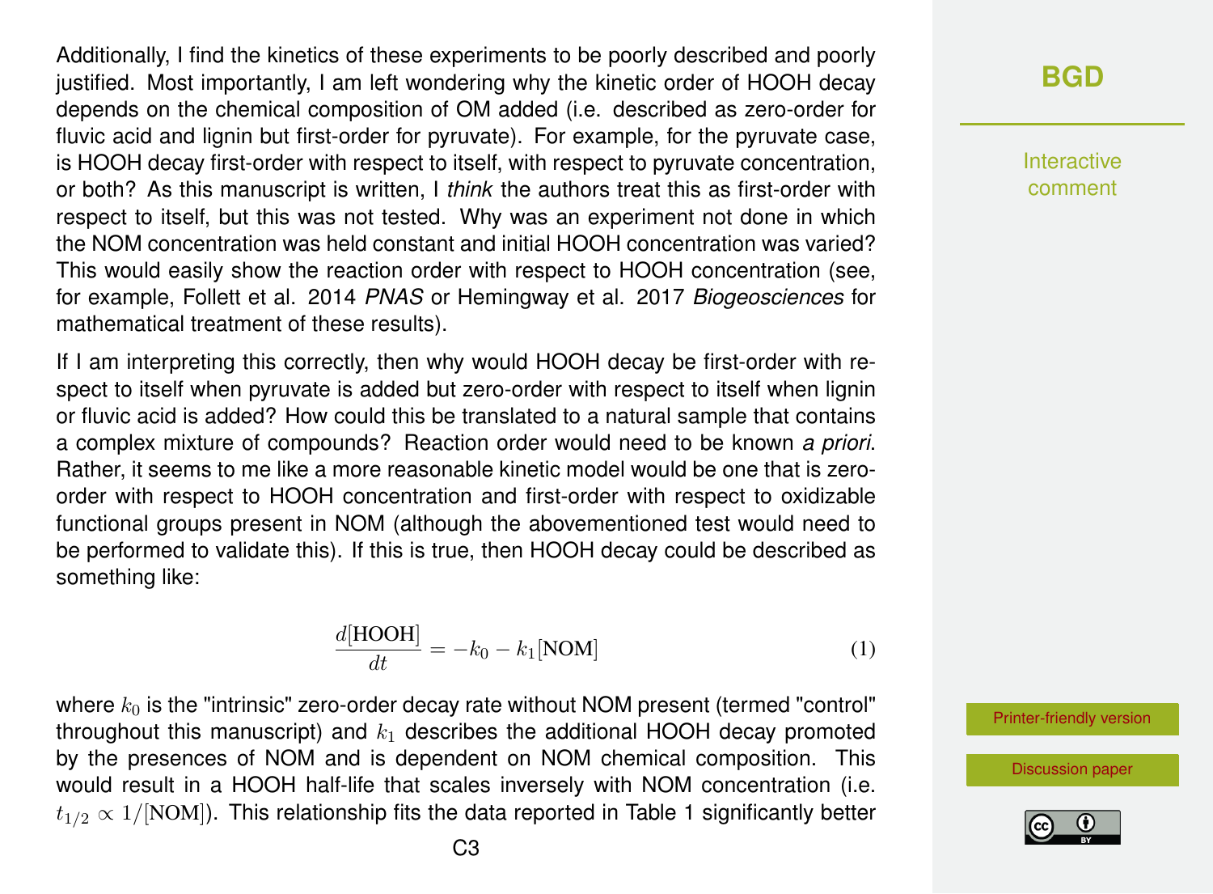Additionally, I find the kinetics of these experiments to be poorly described and poorly justified. Most importantly, I am left wondering why the kinetic order of HOOH decay depends on the chemical composition of OM added (i.e. described as zero-order for fluvic acid and lignin but first-order for pyruvate). For example, for the pyruvate case, is HOOH decay first-order with respect to itself, with respect to pyruvate concentration, or both? As this manuscript is written, I *think* the authors treat this as first-order with respect to itself, but this was not tested. Why was an experiment not done in which the NOM concentration was held constant and initial HOOH concentration was varied? This would easily show the reaction order with respect to HOOH concentration (see, for example, Follett et al. 2014 *PNAS* or Hemingway et al. 2017 *Biogeosciences* for mathematical treatment of these results).

If I am interpreting this correctly, then why would HOOH decay be first-order with respect to itself when pyruvate is added but zero-order with respect to itself when lignin or fluvic acid is added? How could this be translated to a natural sample that contains a complex mixture of compounds? Reaction order would need to be known *a priori*. Rather, it seems to me like a more reasonable kinetic model would be one that is zero-order with respect to HOOH concentration and first-order with respect to oxidizable functional groups present in NOM (although the abovementioned test would need to be performed to validate this). If this is true, then HOOH decay could be described as something like:

$$\frac{d[\mathrm{HOOH}]}{dt} = -k_0 - k_1[\mathrm{NOM}] \tag{1}$$

where $k_0$ is the "intrinsic" zero-order decay rate without NOM present (termed "control" throughout this manuscript) and $k_1$ describes the additional HOOH decay promoted by the presences of NOM and is dependent on NOM chemical composition. This would result in a HOOH half-life that scales inversely with NOM concentration (i.e. $t_{1/2} \propto 1/[\mathrm{NOM}]$). This relationship fits the data reported in Table 1 significantly better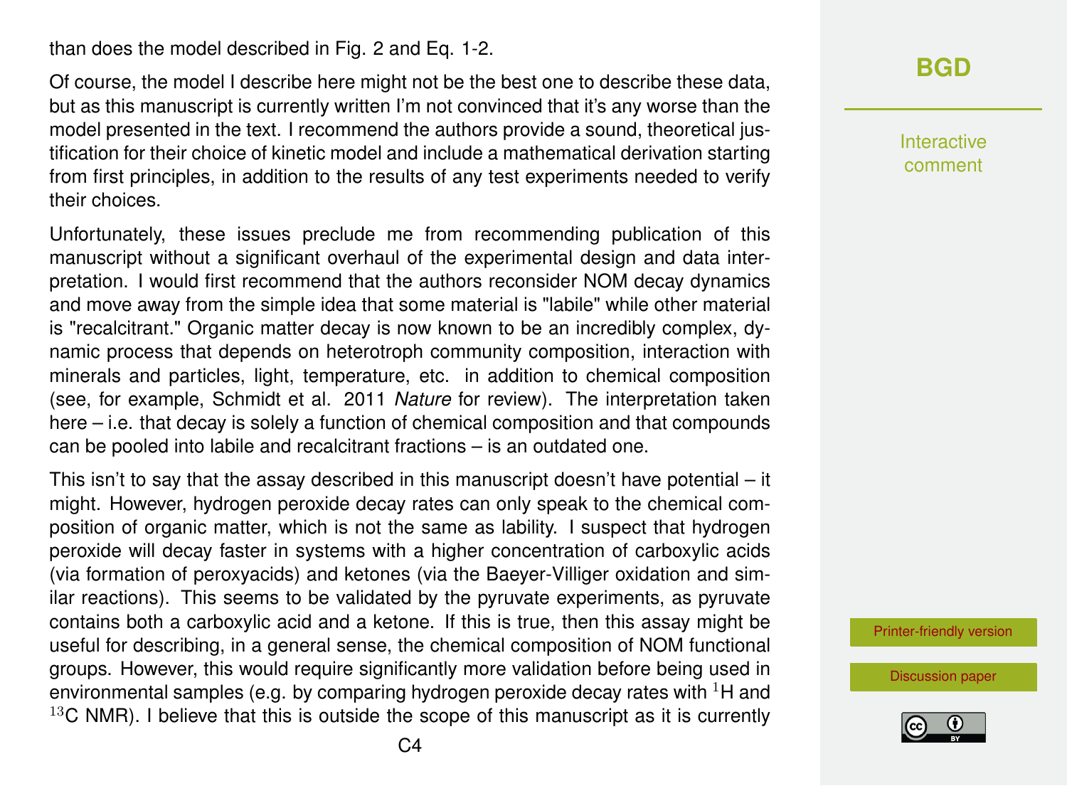than does the model described in Fig. 2 and Eq. 1-2.

Of course, the model I describe here might not be the best one to describe these data, but as this manuscript is currently written I'm not convinced that it's any worse than the model presented in the text. I recommend the authors provide a sound, theoretical justification for their choice of kinetic model and include a mathematical derivation starting from first principles, in addition to the results of any test experiments needed to verify their choices.

Unfortunately, these issues preclude me from recommending publication of this manuscript without a significant overhaul of the experimental design and data interpretation. I would first recommend that the authors reconsider NOM decay dynamics and move away from the simple idea that some material is "labile" while other material is "recalcitrant." Organic matter decay is now known to be an incredibly complex, dynamic process that depends on heterotroph community composition, interaction with minerals and particles, light, temperature, etc. in addition to chemical composition (see, for example, Schmidt et al. 2011 *Nature* for review). The interpretation taken here – i.e. that decay is solely a function of chemical composition and that compounds can be pooled into labile and recalcitrant fractions – is an outdated one.

This isn't to say that the assay described in this manuscript doesn't have potential – it might. However, hydrogen peroxide decay rates can only speak to the chemical composition of organic matter, which is not the same as lability. I suspect that hydrogen peroxide will decay faster in systems with a higher concentration of carboxylic acids (via formation of peroxyacids) and ketones (via the Baeyer-Villiger oxidation and similar reactions). This seems to be validated by the pyruvate experiments, as pyruvate contains both a carboxylic acid and a ketone. If this is true, then this assay might be useful for describing, in a general sense, the chemical composition of NOM functional groups. However, this would require significantly more validation before being used in environmental samples (e.g. by comparing hydrogen peroxide decay rates with $^{1}$H and $^{13}$C NMR). I believe that this is outside the scope of this manuscript as it is currently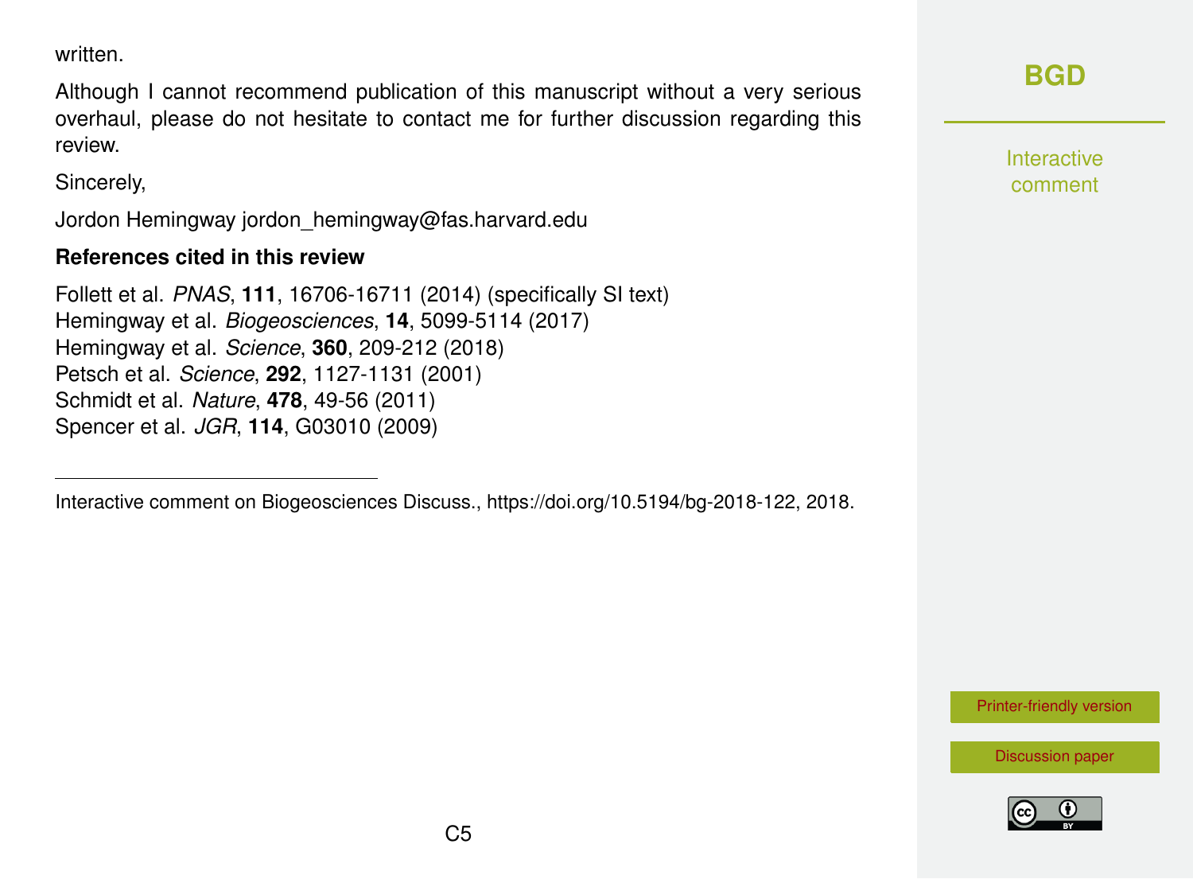written.

Although I cannot recommend publication of this manuscript without a very serious overhaul, please do not hesitate to contact me for further discussion regarding this review.

Sincerely,

Jordon Hemingway jordon_hemingway@fas.harvard.edu

**References cited in this review**

Follett et al. *PNAS*, **111**, 16706-16711 (2014) (specifically SI text)
Hemingway et al. *Biogeosciences*, **14**, 5099-5114 (2017)
Hemingway et al. *Science*, **360**, 209-212 (2018)
Petsch et al. *Science*, **292**, 1127-1131 (2001)
Schmidt et al. *Nature*, **478**, 49-56 (2011)
Spencer et al. *JGR*, **114**, G03010 (2009)

---

Interactive comment on Biogeosciences Discuss., https://doi.org/10.5194/bg-2018-122, 2018.